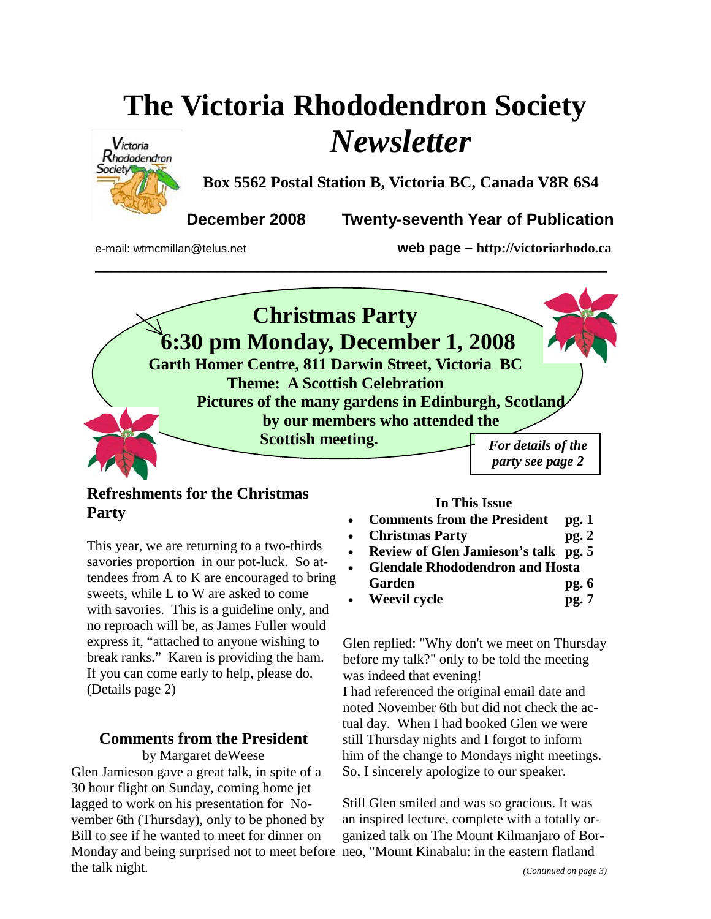# The Victoria Rhododendron Society *Newsletter*

**Box 5562 Postal Station B, Victoria BC, Canada V8R 6S4**

**December 2008 Twenty-seventh Year of Publication**

e-mail: wtmcmillan@telus.net

**web page – http://victoriarhodo.ca**

---

## Christmas Party

## 6:30 pm Monday, December 1, 2008

**Garth Homer Centre, 811 Darwin Street, Victoria BC**

**Theme: A Scottish Celebration**

**Pictures of the many gardens in Edinburgh, Scotland by our members who attended the Scottish meeting.**

***For details of the party see page 2***

### Refreshments for the Christmas Party

This year, we are returning to a two-thirds savories proportion in our pot-luck. So attendees from A to K are encouraged to bring sweets, while L to W are asked to come with savories. This is a guideline only, and no reproach will be, as James Fuller would express it, "attached to anyone wishing to break ranks." Karen is providing the ham. If you can come early to help, please do. (Details page 2)

**In This Issue**

- **Comments from the President pg. 1**
- **Christmas Party pg. 2**
- **Review of Glen Jamieson's talk pg. 5**
- **Glendale Rhododendron and Hosta Garden pg. 6**
- **Weevil cycle pg. 7**

### Comments from the President

by Margaret deWeese

Glen Jamieson gave a great talk, in spite of a 30 hour flight on Sunday, coming home jet lagged to work on his presentation for November 6th (Thursday), only to be phoned by Bill to see if he wanted to meet for dinner on Monday and being surprised not to meet before the talk night.

Glen replied: "Why don't we meet on Thursday before my talk?" only to be told the meeting was indeed that evening!

I had referenced the original email date and noted November 6th but did not check the actual day. When I had booked Glen we were still Thursday nights and I forgot to inform him of the change to Mondays night meetings. So, I sincerely apologize to our speaker.

Still Glen smiled and was so gracious. It was an inspired lecture, complete with a totally organized talk on The Mount Kilmanjaro of Borneo, "Mount Kinabalu: in the eastern flatland

*(Continued on page 3)*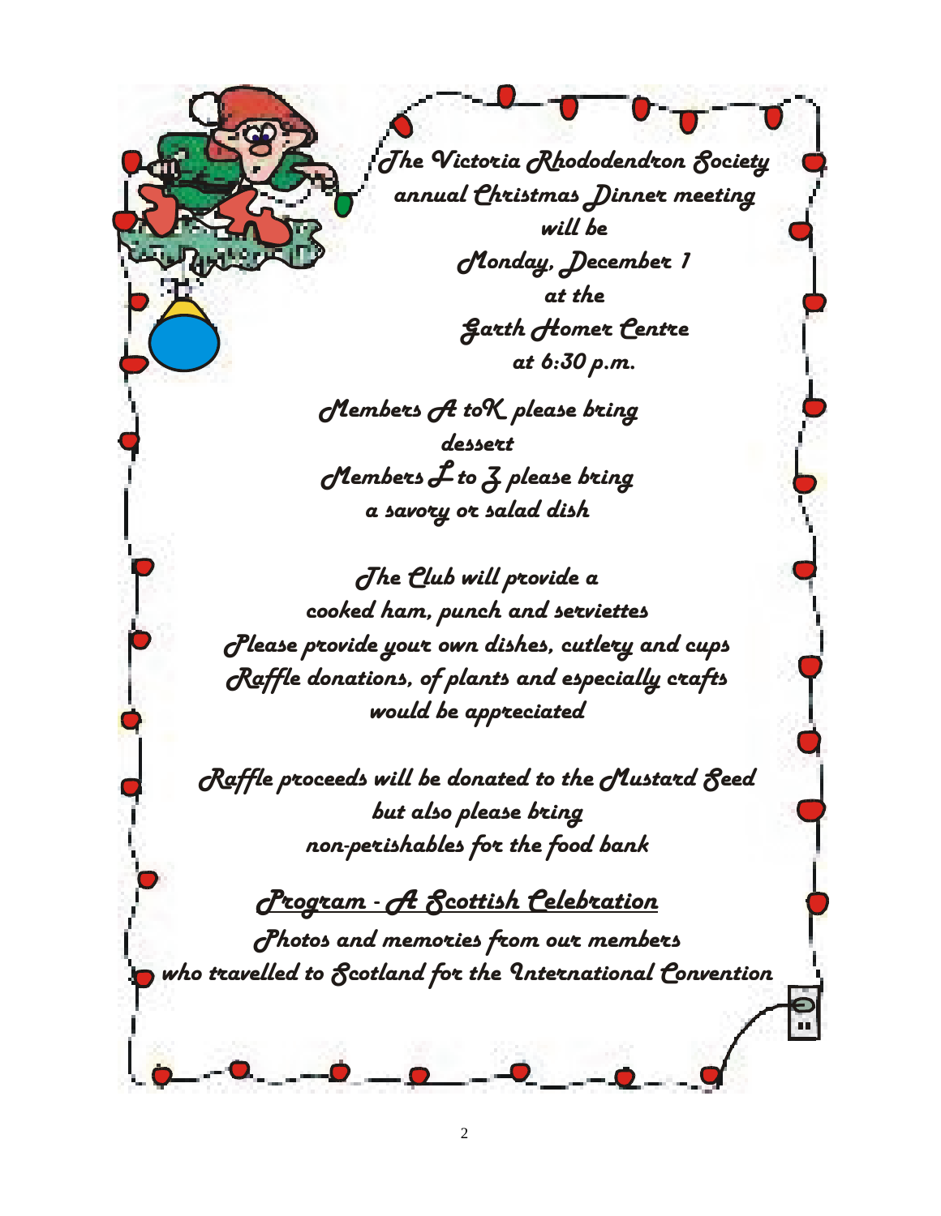The Victoria Rhododendron Society
annual Christmas Dinner meeting
will be
Monday, December 1
at the
Garth Homer Centre
at 6:30 p.m.

Members A toK please bring
dessert
Members L to Z please bring
a savory or salad dish

The Club will provide a
cooked ham, punch and serviettes
Please provide your own dishes, cutlery and cups
Raffle donations, of plants and especially crafts
would be appreciated

Raffle proceeds will be donated to the Mustard Seed
but also please bring
non-perishables for the food bank

<u>Program - A Scottish Celebration</u>

Photos and memories from our members
who travelled to Scotland for the International Convention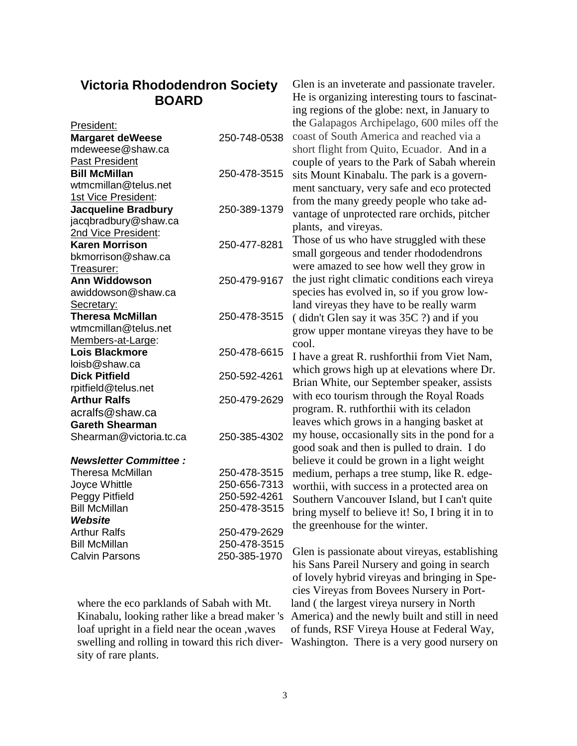## Victoria Rhododendron Society BOARD

| | |
|---|---|
| President: | |
| **Margaret deWeese** | 250-748-0538 |
| mdeweese@shaw.ca | |
| Past President | |
| **Bill McMillan** | 250-478-3515 |
| wtmcmillan@telus.net | |
| 1st Vice President: | |
| **Jacqueline Bradbury** | 250-389-1379 |
| jacqbradbury@shaw.ca | |
| 2nd Vice President: | |
| **Karen Morrison** | 250-477-8281 |
| bkmorrison@shaw.ca | |
| Treasurer: | |
| **Ann Widdowson** | 250-479-9167 |
| awiddowson@shaw.ca | |
| Secretary: | |
| **Theresa McMillan** | 250-478-3515 |
| wtmcmillan@telus.net | |
| Members-at-Large: | |
| **Lois Blackmore** | 250-478-6615 |
| loisb@shaw.ca | |
| **Dick Pitfield** | 250-592-4261 |
| rpitfield@telus.net | |
| **Arthur Ralfs** | 250-479-2629 |
| acralfs@shaw.ca | |
| **Gareth Shearman** | |
| Shearman@victoria.tc.ca | 250-385-4302 |

***Newsletter Committee :***

| | |
|---|---|
| Theresa McMillan | 250-478-3515 |
| Joyce Whittle | 250-656-7313 |
| Peggy Pitfield | 250-592-4261 |
| Bill McMillan | 250-478-3515 |

***Website***

| | |
|---|---|
| Arthur Ralfs | 250-479-2629 |
| Bill McMillan | 250-478-3515 |
| Calvin Parsons | 250-385-1970 |

where the eco parklands of Sabah with Mt. Kinabalu, looking rather like a bread maker 's loaf upright in a field near the ocean ,waves swelling and rolling in toward this rich diversity of rare plants.

Glen is an inveterate and passionate traveler. He is organizing interesting tours to fascinating regions of the globe: next, in January to the Galapagos Archipelago, 600 miles off the coast of South America and reached via a short flight from Quito, Ecuador. And in a couple of years to the Park of Sabah wherein sits Mount Kinabalu. The park is a government sanctuary, very safe and eco protected from the many greedy people who take advantage of unprotected rare orchids, pitcher plants, and vireyas.

Those of us who have struggled with these small gorgeous and tender rhododendrons were amazed to see how well they grow in the just right climatic conditions each vireya species has evolved in, so if you grow lowland vireyas they have to be really warm ( didn't Glen say it was 35C ?) and if you grow upper montane vireyas they have to be cool.

I have a great R. rushforthii from Viet Nam, which grows high up at elevations where Dr. Brian White, our September speaker, assists with eco tourism through the Royal Roads program. R. ruthforthii with its celadon leaves which grows in a hanging basket at my house, occasionally sits in the pond for a good soak and then is pulled to drain. I do believe it could be grown in a light weight medium, perhaps a tree stump, like R. edgeworthii, with success in a protected area on Southern Vancouver Island, but I can't quite bring myself to believe it! So, I bring it in to the greenhouse for the winter.

Glen is passionate about vireyas, establishing his Sans Pareil Nursery and going in search of lovely hybrid vireyas and bringing in Species Vireyas from Bovees Nursery in Portland ( the largest vireya nursery in North America) and the newly built and still in need of funds, RSF Vireya House at Federal Way, Washington. There is a very good nursery on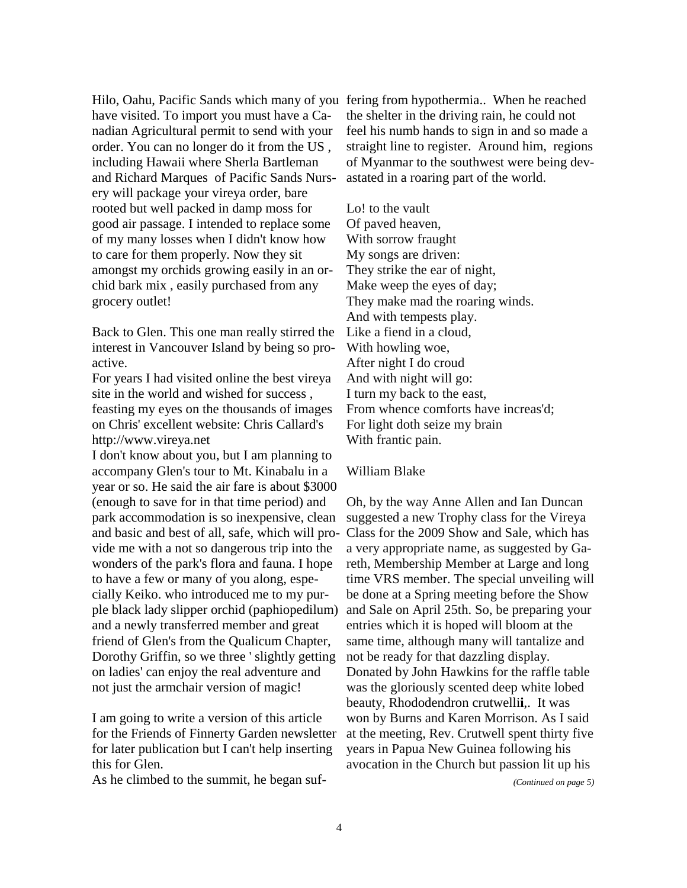Hilo, Oahu, Pacific Sands which many of you have visited. To import you must have a Canadian Agricultural permit to send with your order. You can no longer do it from the US , including Hawaii where Sherla Bartleman and Richard Marques of Pacific Sands Nursery will package your vireya order, bare rooted but well packed in damp moss for good air passage. I intended to replace some of my many losses when I didn't know how to care for them properly. Now they sit amongst my orchids growing easily in an orchid bark mix , easily purchased from any grocery outlet!

Back to Glen. This one man really stirred the interest in Vancouver Island by being so proactive.

For years I had visited online the best vireya site in the world and wished for success , feasting my eyes on the thousands of images on Chris' excellent website: Chris Callard's http://www.vireya.net

I don't know about you, but I am planning to accompany Glen's tour to Mt. Kinabalu in a year or so. He said the air fare is about $3000 (enough to save for in that time period) and park accommodation is so inexpensive, clean and basic and best of all, safe, which will provide me with a not so dangerous trip into the wonders of the park's flora and fauna. I hope to have a few or many of you along, especially Keiko. who introduced me to my purple black lady slipper orchid (paphiopedilum) and a newly transferred member and great friend of Glen's from the Qualicum Chapter, Dorothy Griffin, so we three ' slightly getting on ladies' can enjoy the real adventure and not just the armchair version of magic!

I am going to write a version of this article for the Friends of Finnerty Garden newsletter for later publication but I can't help inserting this for Glen.

As he climbed to the summit, he began suffering from hypothermia.. When he reached the shelter in the driving rain, he could not feel his numb hands to sign in and so made a straight line to register. Around him, regions of Myanmar to the southwest were being devastated in a roaring part of the world.

Lo! to the vault  
Of paved heaven,  
With sorrow fraught  
My songs are driven:  
They strike the ear of night,  
Make weep the eyes of day;  
They make mad the roaring winds.  
And with tempests play.  
Like a fiend in a cloud,  
With howling woe,  
After night I do croud  
And with night will go:  
I turn my back to the east,  
From whence comforts have increas'd;  
For light doth seize my brain  
With frantic pain.

William Blake

Oh, by the way Anne Allen and Ian Duncan suggested a new Trophy class for the Vireya Class for the 2009 Show and Sale, which has a very appropriate name, as suggested by Gareth, Membership Member at Large and long time VRS member. The special unveiling will be done at a Spring meeting before the Show and Sale on April 25th. So, be preparing your entries which it is hoped will bloom at the same time, although many will tantalize and not be ready for that dazzling display. Donated by John Hawkins for the raffle table was the gloriously scented deep white lobed beauty, Rhododendron crutwelli**i**,. It was won by Burns and Karen Morrison. As I said at the meeting, Rev. Crutwell spent thirty five years in Papua New Guinea following his avocation in the Church but passion lit up his

*(Continued on page 5)*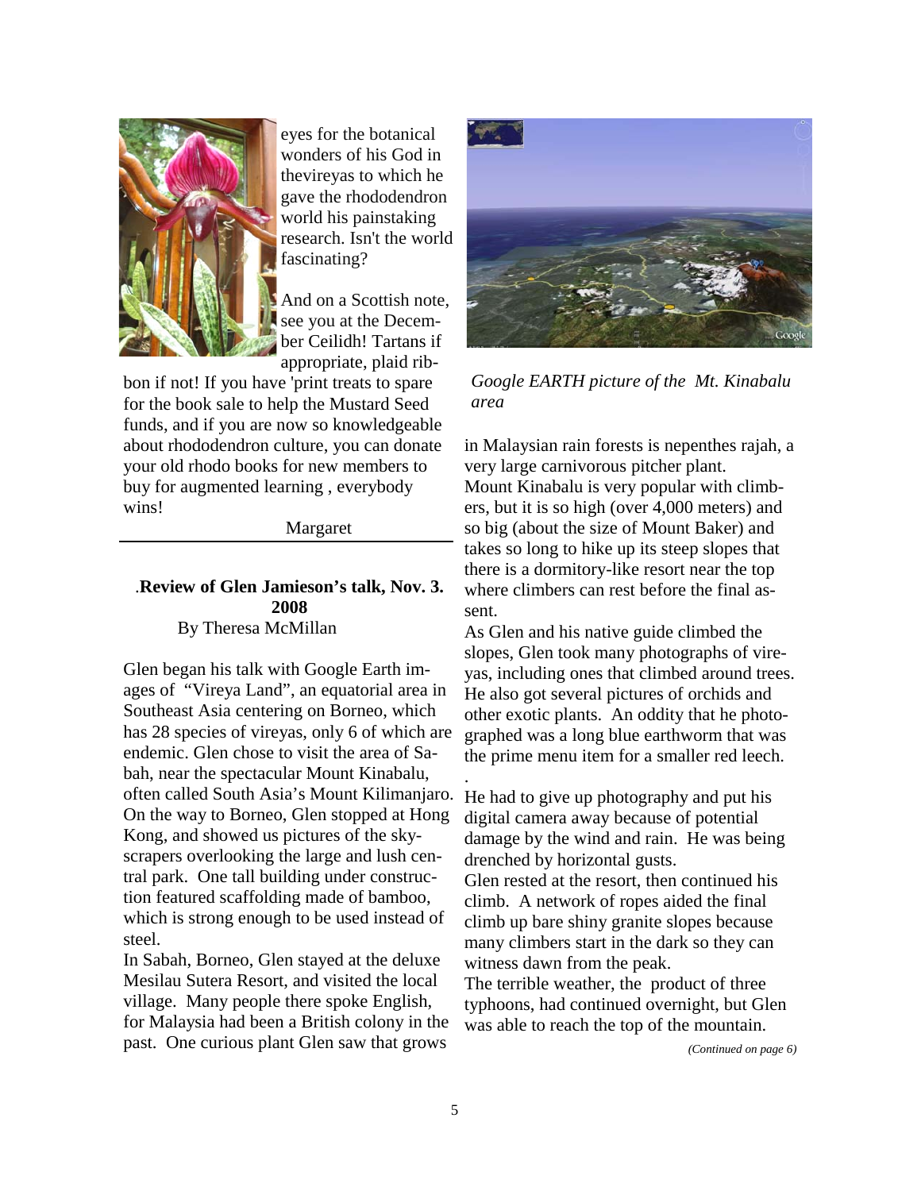eyes for the botanical wonders of his God in thevireyas to which he gave the rhododendron world his painstaking research. Isn't the world fascinating?

And on a Scottish note, see you at the December Ceilidh! Tartans if appropriate, plaid ribbon if not! If you have 'print treats to spare for the book sale to help the Mustard Seed funds, and if you are now so knowledgeable about rhododendron culture, you can donate your old rhodo books for new members to buy for augmented learning , everybody wins!

Margaret

---

### .Review of Glen Jamieson's talk, Nov. 3. 2008

By Theresa McMillan

Glen began his talk with Google Earth images of "Vireya Land", an equatorial area in Southeast Asia centering on Borneo, which has 28 species of vireyas, only 6 of which are endemic. Glen chose to visit the area of Sabah, near the spectacular Mount Kinabalu, often called South Asia's Mount Kilimanjaro. On the way to Borneo, Glen stopped at Hong Kong, and showed us pictures of the skyscrapers overlooking the large and lush central park. One tall building under construction featured scaffolding made of bamboo, which is strong enough to be used instead of steel.

In Sabah, Borneo, Glen stayed at the deluxe Mesilau Sutera Resort, and visited the local village. Many people there spoke English, for Malaysia had been a British colony in the past. One curious plant Glen saw that grows in Malaysian rain forests is nepenthes rajah, a very large carnivorous pitcher plant.

*Google EARTH picture of the Mt. Kinabalu area*

Mount Kinabalu is very popular with climbers, but it is so high (over 4,000 meters) and so big (about the size of Mount Baker) and takes so long to hike up its steep slopes that there is a dormitory-like resort near the top where climbers can rest before the final assent.

As Glen and his native guide climbed the slopes, Glen took many photographs of vireyas, including ones that climbed around trees. He also got several pictures of orchids and other exotic plants. An oddity that he photographed was a long blue earthworm that was the prime menu item for a smaller red leech.

.

He had to give up photography and put his digital camera away because of potential damage by the wind and rain. He was being drenched by horizontal gusts.

Glen rested at the resort, then continued his climb. A network of ropes aided the final climb up bare shiny granite slopes because many climbers start in the dark so they can witness dawn from the peak.

The terrible weather, the product of three typhoons, had continued overnight, but Glen was able to reach the top of the mountain.

*(Continued on page 6)*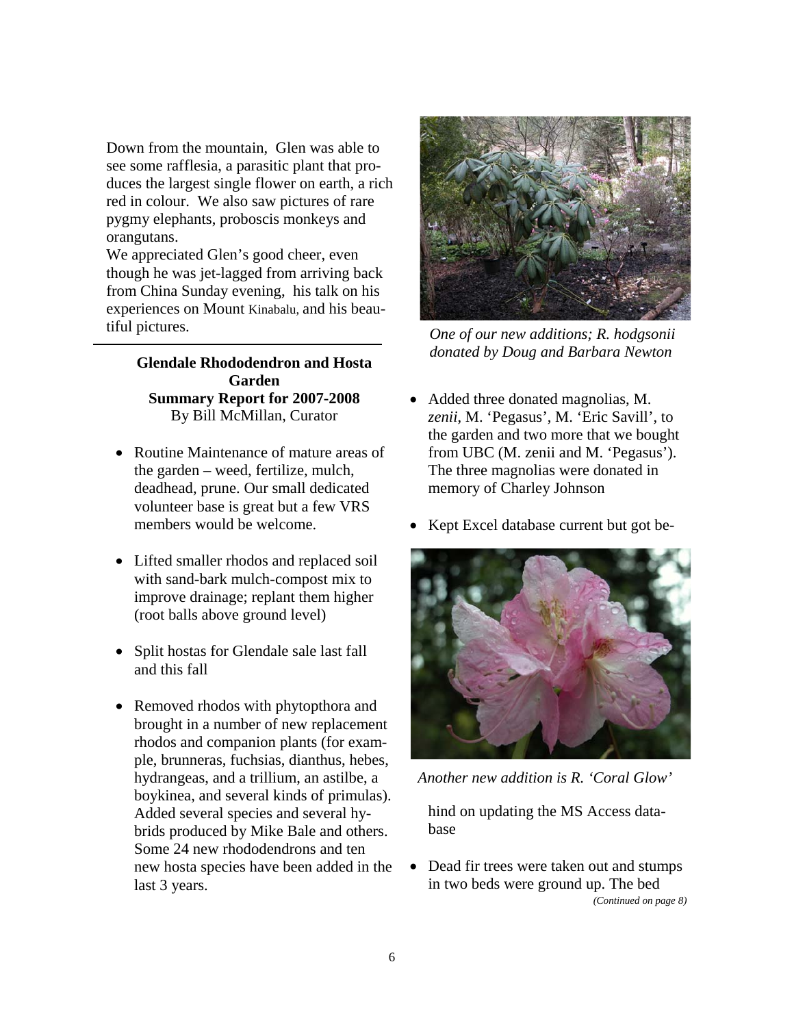Down from the mountain, Glen was able to see some rafflesia, a parasitic plant that produces the largest single flower on earth, a rich red in colour. We also saw pictures of rare pygmy elephants, proboscis monkeys and orangutans.

We appreciated Glen's good cheer, even though he was jet-lagged from arriving back from China Sunday evening, his talk on his experiences on Mount Kinabalu, and his beautiful pictures.

---

**Glendale Rhododendron and Hosta Garden**
**Summary Report for 2007-2008**
By Bill McMillan, Curator

- Routine Maintenance of mature areas of the garden – weed, fertilize, mulch, deadhead, prune. Our small dedicated volunteer base is great but a few VRS members would be welcome.
- Lifted smaller rhodos and replaced soil with sand-bark mulch-compost mix to improve drainage; replant them higher (root balls above ground level)
- Split hostas for Glendale sale last fall and this fall
- Removed rhodos with phytopthora and brought in a number of new replacement rhodos and companion plants (for example, brunneras, fuchsias, dianthus, hebes, hydrangeas, and a trillium, an astilbe, a boykinea, and several kinds of primulas). Added several species and several hybrids produced by Mike Bale and others. Some 24 new rhododendrons and ten new hosta species have been added in the last 3 years.

*One of our new additions; R. hodgsonii donated by Doug and Barbara Newton*

- Added three donated magnolias, M. *zenii*, M. 'Pegasus', M. 'Eric Savill', to the garden and two more that we bought from UBC (M. zenii and M. 'Pegasus'). The three magnolias were donated in memory of Charley Johnson
- Kept Excel database current but got behind on updating the MS Access database

*Another new addition is R. 'Coral Glow'*

- Dead fir trees were taken out and stumps in two beds were ground up. The bed

*(Continued on page 8)*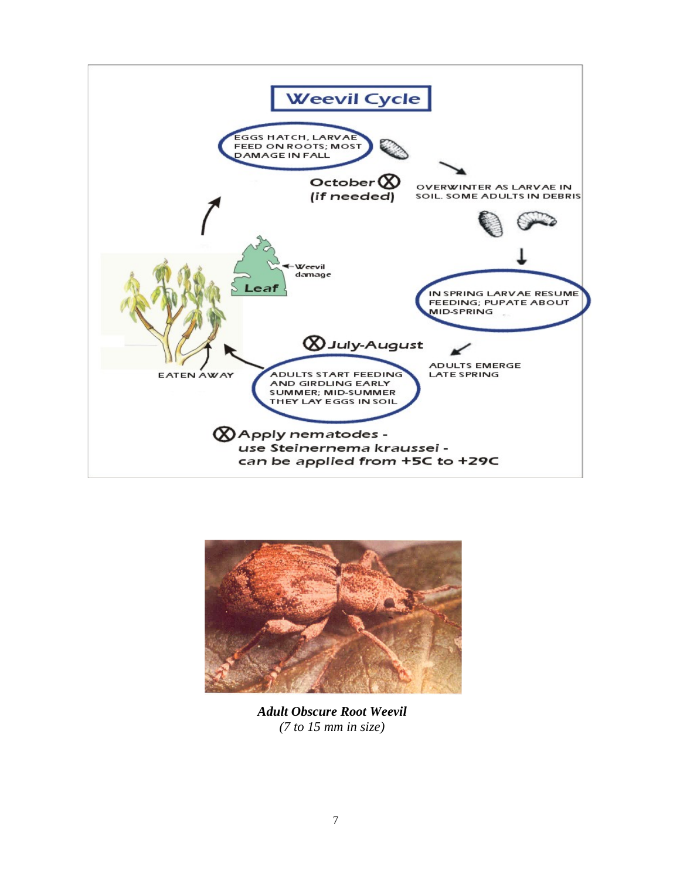## Weevil Cycle

EGGS HATCH, LARVAE FEED ON ROOTS; MOST DAMAGE IN FALL

October ⊗ (if needed)

OVERWINTER AS LARVAE IN SOIL. SOME ADULTS IN DEBRIS

IN SPRING LARVAE RESUME FEEDING; PUPATE ABOUT MID-SPRING

ADULTS EMERGE LATE SPRING

⊗ July-August

ADULTS START FEEDING AND GIRDLING EARLY SUMMER; MID-SUMMER THEY LAY EGGS IN SOIL

EATEN AWAY

Leaf

Weevil damage

⊗ Apply nematodes - use *Steinernema kraussei* - can be applied from +5C to +29C

***Adult Obscure Root Weevil***
*(7 to 15 mm in size)*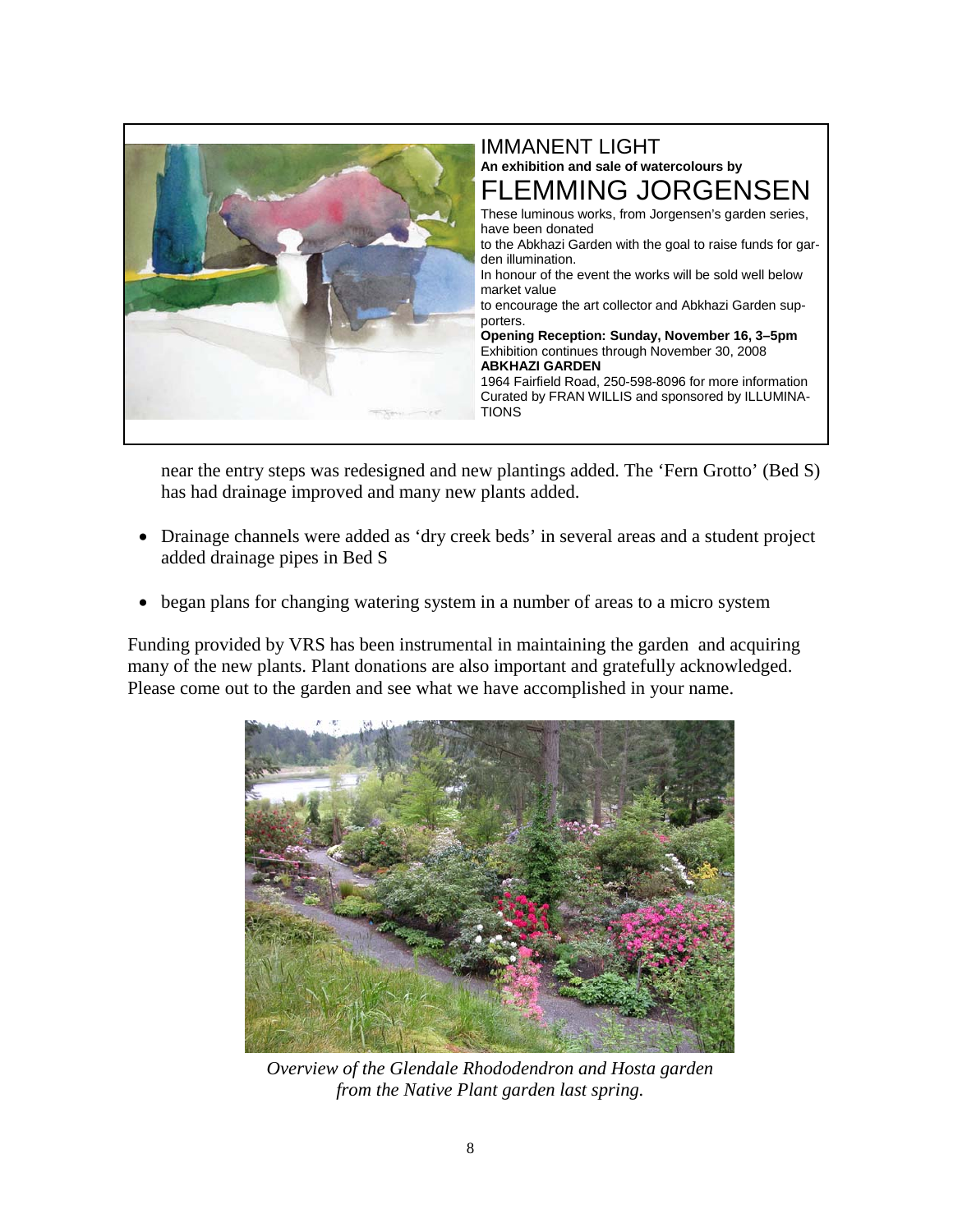## IMMANENT LIGHT

**An exhibition and sale of watercolours by**

## FLEMMING JORGENSEN

These luminous works, from Jorgensen's garden series, have been donated to the Abkhazi Garden with the goal to raise funds for garden illumination.

In honour of the event the works will be sold well below market value to encourage the art collector and Abkhazi Garden supporters.

**Opening Reception: Sunday, November 16, 3–5pm**

Exhibition continues through November 30, 2008

**ABKHAZI GARDEN**

1964 Fairfield Road, 250-598-8096 for more information

Curated by FRAN WILLIS and sponsored by ILLUMINATIONS

near the entry steps was redesigned and new plantings added. The 'Fern Grotto' (Bed S) has had drainage improved and many new plants added.

- Drainage channels were added as 'dry creek beds' in several areas and a student project added drainage pipes in Bed S
- began plans for changing watering system in a number of areas to a micro system

Funding provided by VRS has been instrumental in maintaining the garden and acquiring many of the new plants. Plant donations are also important and gratefully acknowledged. Please come out to the garden and see what we have accomplished in your name.

*Overview of the Glendale Rhododendron and Hosta garden from the Native Plant garden last spring.*